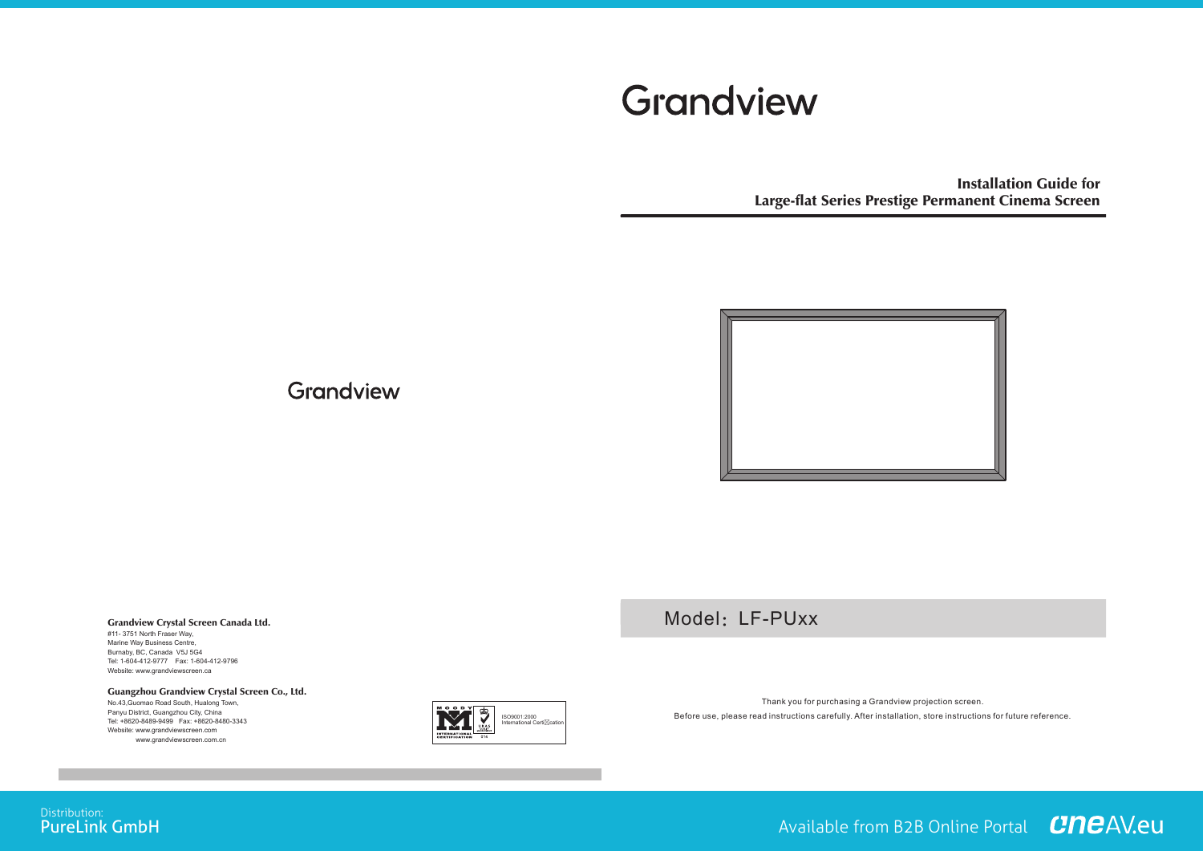# Grandview

## Installation Guide for Large-flat Series Prestige Permanent Cinema Screen

Model：LF-PUxx

Thank you for purchasing a Grandview projection screen.

Before use, please read instructions carefully. After installation, store instructions for future reference.

Grandview

**Grandview Crystal Screen Canada Ltd.**
#11- 3751 North Fraser Way,
Marine Way Business Centre,
Burnaby, BC, Canada V5J 5G4
Tel: 1-604-412-9777 Fax: 1-604-412-9796
Website: www.grandviewscreen.ca

**Guangzhou Grandview Crystal Screen Co., Ltd.**
No.43,Guomao Road South, Hualong Town,
Panyu District, Guangzhou City, China
Tel: +8620-8489-9499 Fax: +8620-8480-3343
Website: www.grandviewscreen.com
www.grandviewscreen.com.cn

ISO9001:2000 International Certification

Distribution:
PureLink GmbH

Available from B2B Online Portal cneAV.eu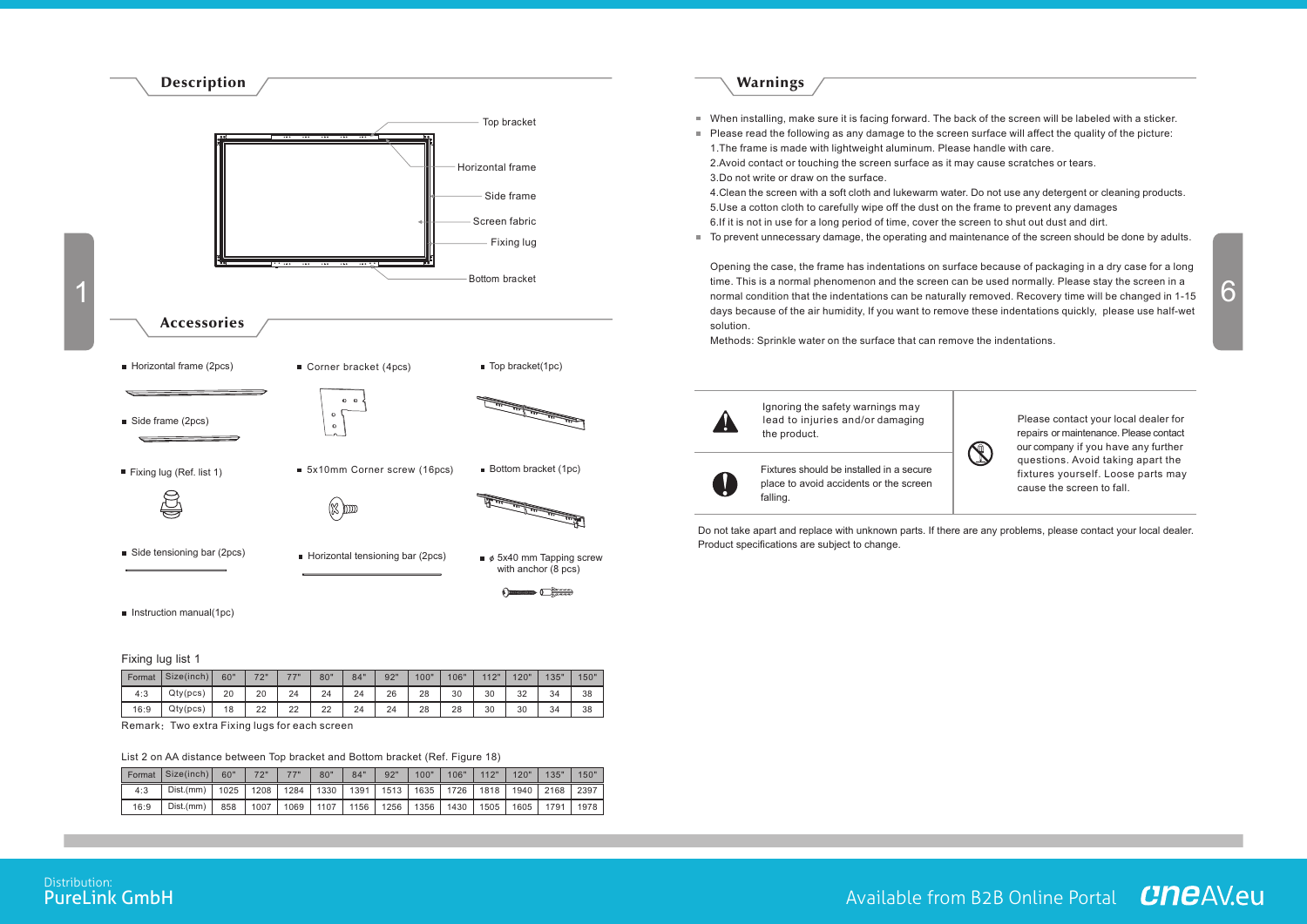## Description

Top bracket

Horizontal frame

Side frame

Screen fabric

Fixing lug

Bottom bracket

## Accessories

- Horizontal frame (2pcs)
- Corner bracket (4pcs)
- Top bracket(1pc)
- Side frame (2pcs)
- Fixing lug (Ref. list 1)
- 5x10mm Corner screw (16pcs)
- Bottom bracket (1pc)
- Side tensioning bar (2pcs)
- Horizontal tensioning bar (2pcs)
- ϕ 5x40 mm Tapping screw with anchor (8 pcs)
- Instruction manual(1pc)

Fixing lug list 1

| Format | Size(inch) | 60" | 72" | 77" | 80" | 84" | 92" | 100" | 106" | 112" | 120" | 135" | 150" |
|---|---|---|---|---|---|---|---|---|---|---|---|---|---|
| 4:3 | Qty(pcs) | 20 | 20 | 24 | 24 | 24 | 26 | 28 | 30 | 30 | 32 | 34 | 38 |
| 16:9 | Qty(pcs) | 18 | 22 | 22 | 22 | 24 | 24 | 28 | 28 | 30 | 30 | 34 | 38 |

Remark：Two extra Fixing lugs for each screen

List 2 on AA distance between Top bracket and Bottom bracket (Ref. Figure 18)

| Format | Size(inch) | 60" | 72" | 77" | 80" | 84" | 92" | 100" | 106" | 112" | 120" | 135" | 150" |
|---|---|---|---|---|---|---|---|---|---|---|---|---|---|
| 4:3 | Dist.(mm) | 1025 | 1208 | 1284 | 1330 | 1391 | 1513 | 1635 | 1726 | 1818 | 1940 | 2168 | 2397 |
| 16:9 | Dist.(mm) | 858 | 1007 | 1069 | 1107 | 1156 | 1256 | 1356 | 1430 | 1505 | 1605 | 1791 | 1978 |

## Warnings

- When installing, make sure it is facing forward. The back of the screen will be labeled with a sticker.
- Please read the following as any damage to the screen surface will affect the quality of the picture:
  1.The frame is made with lightweight aluminum. Please handle with care.
  2.Avoid contact or touching the screen surface as it may cause scratches or tears.
  3.Do not write or draw on the surface.
  4.Clean the screen with a soft cloth and lukewarm water. Do not use any detergent or cleaning products.
  5.Use a cotton cloth to carefully wipe off the dust on the frame to prevent any damages
  6.If it is not in use for a long period of time, cover the screen to shut out dust and dirt.
- To prevent unnecessary damage, the operating and maintenance of the screen should be done by adults.

Opening the case, the frame has indentations on surface because of packaging in a dry case for a long time. This is a normal phenomenon and the screen can be used normally. Please stay the screen in a normal condition that the indentations can be naturally removed. Recovery time will be changed in 1-15 days because of the air humidity, If you want to remove these indentations quickly, please use half-wet solution.
Methods: Sprinkle water on the surface that can remove the indentations.

| | | |
|---|---|---|
| Ignoring the safety warnings may lead to injuries and/or damaging the product. | Please contact your local dealer for repairs or maintenance. Please contact our company if you have any further questions. Avoid taking apart the fixtures yourself. Loose parts may cause the screen to fall. |
| Fixtures should be installed in a secure place to avoid accidents or the screen falling. | |

Do not take apart and replace with unknown parts. If there are any problems, please contact your local dealer.
Product specifications are subject to change.

Distribution:
PureLink GmbH

Available from B2B Online Portal oneAV.eu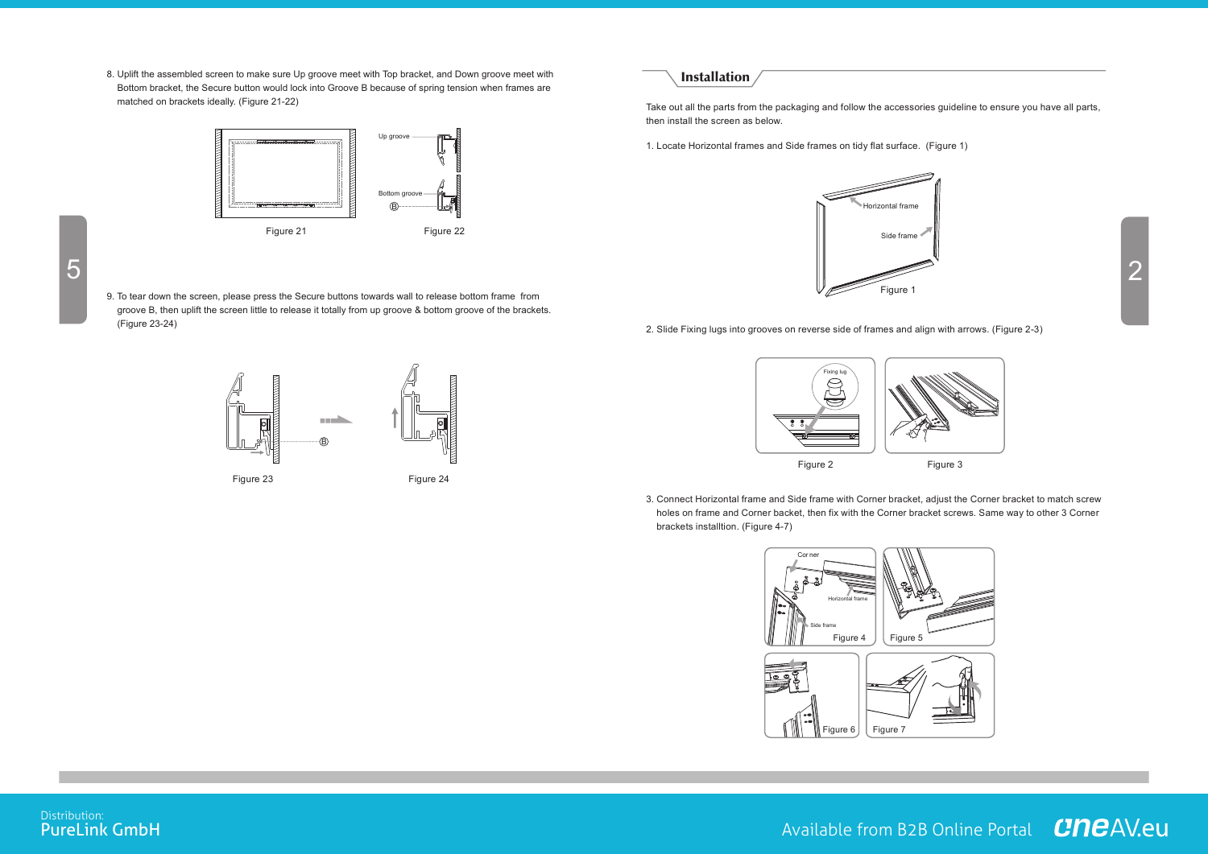8. Uplift the assembled screen to make sure Up groove meet with Top bracket, and Down groove meet with Bottom bracket, the Secure button would lock into Groove B because of spring tension when frames are matched on brackets ideally. (Figure 21-22)

Up groove

Bottom groove

B

Figure 21

Figure 22

9. To tear down the screen, please press the Secure buttons towards wall to release bottom frame from groove B, then uplift the screen little to release it totally from up groove & bottom groove of the brackets. (Figure 23-24)

B

Figure 23

Figure 24

## Installation

Take out all the parts from the packaging and follow the accessories guideline to ensure you have all parts, then install the screen as below.

1. Locate Horizontal frames and Side frames on tidy flat surface. (Figure 1)

Horizontal frame

Side frame

Figure 1

2. Slide Fixing lugs into grooves on reverse side of frames and align with arrows. (Figure 2-3)

Fixing lug

Figure 2

Figure 3

3. Connect Horizontal frame and Side frame with Corner bracket, adjust the Corner bracket to match screw holes on frame and Corner backet, then fix with the Corner bracket screws. Same way to other 3 Corner brackets installtion. (Figure 4-7)

Cor ner

Horizontal frame

Side frame

Figure 4

Figure 5

Figure 6

Figure 7

Distribution:
PureLink GmbH

Available from B2B Online Portal oneAV.eu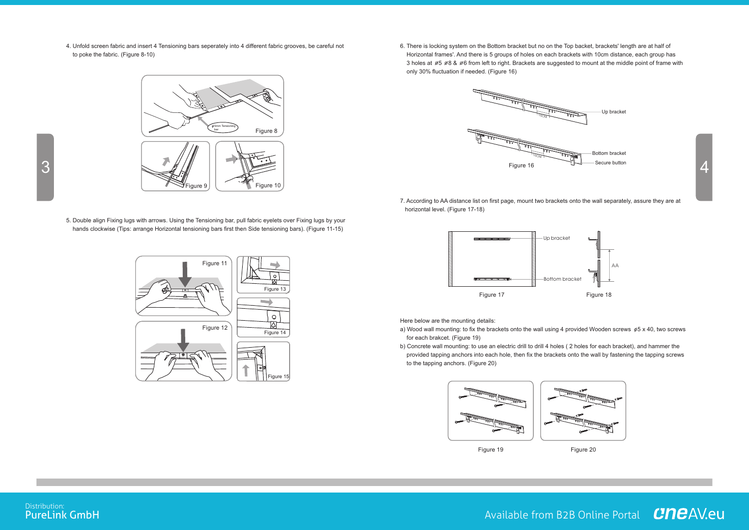4. Unfold screen fabric and insert 4 Tensioning bars seperately into 4 different fabric grooves, be careful not to poke the fabric. (Figure 8-10)

ø5mm Tensioning bar

Figure 8

Figure 9

Figure 10

5. Double align Fixing lugs with arrows. Using the Tensioning bar, pull fabric eyelets over Fixing lugs by your hands clockwise (Tips: arrange Horizontal tensioning bars first then Side tensioning bars). (Figure 11-15)

Figure 11

Figure 12

Figure 13

Figure 14

Figure 15

6. There is locking system on the Bottom bracket but no on the Top backet, brackets' length are at half of Horizontal frames'. And there is 5 groups of holes on each brackets with 10cm distance, each group has 3 holes at ø5 ø8 & ø6 from left to right. Brackets are suggested to mount at the middle point of frame with only 30% fluctuation if needed. (Figure 16)

Up bracket

10CM

Bottom bracket

Secure button

10CM

Figure 16

7. According to AA distance list on first page, mount two brackets onto the wall separately, assure they are at horizontal level. (Figure 17-18)

Up bracket

Bottom bracket

AA

Figure 17

Figure 18

Here below are the mounting details:

a) Wood wall mounting: to fix the brackets onto the wall using 4 provided Wooden screws ø5 x 40, two screws for each brakcet. (Figure 19)

b) Concrete wall mounting: to use an electric drill to drill 4 holes ( 2 holes for each bracket), and hammer the provided tapping anchors into each hole, then fix the brackets onto the wall by fastening the tapping screws to the tapping anchors. (Figure 20)

Figure 19

Figure 20

Distribution:
PureLink GmbH

Available from B2B Online Portal oneAV.eu